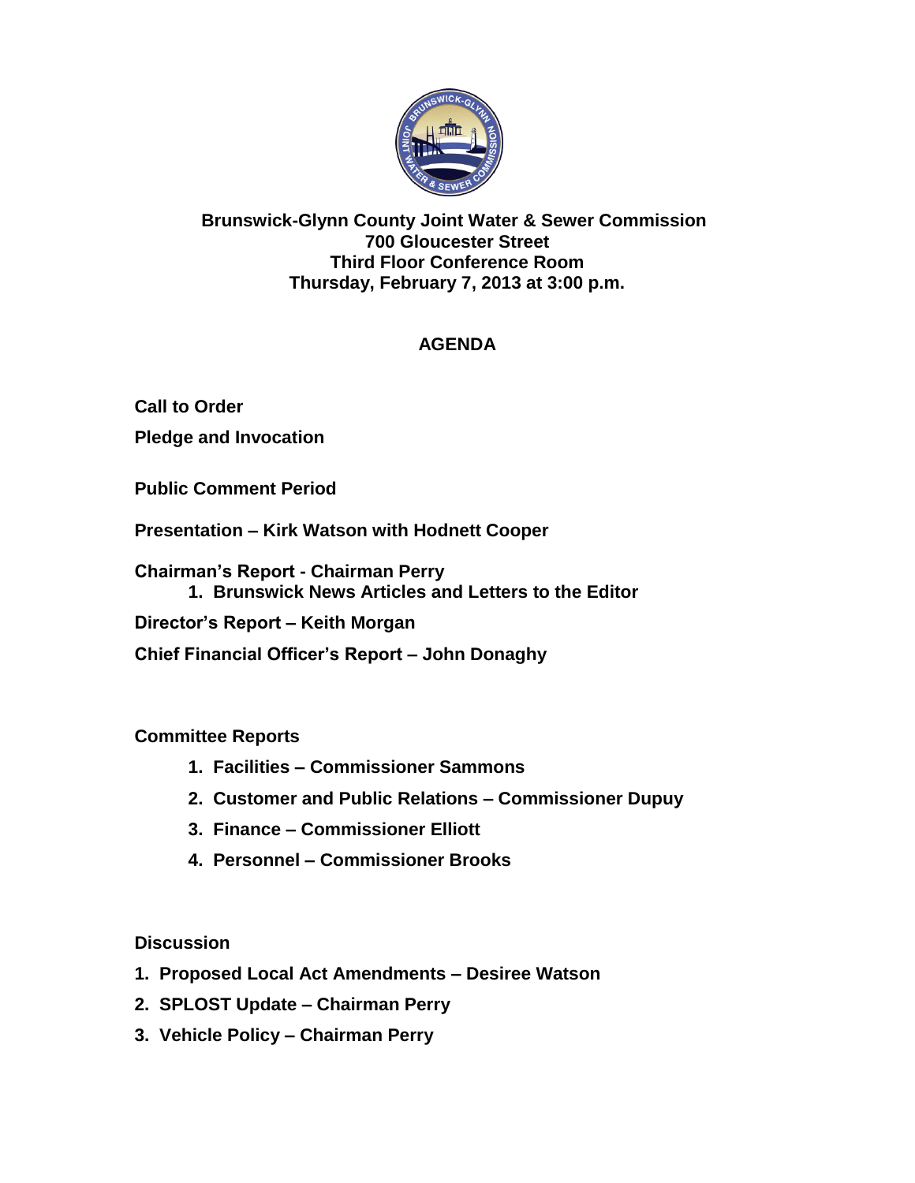**Brunswick-Glynn County Joint Water & Sewer Commission**
**700 Gloucester Street**
**Third Floor Conference Room**
**Thursday, February 7, 2013 at 3:00 p.m.**

# AGENDA

**Call to Order**

**Pledge and Invocation**

**Public Comment Period**

**Presentation – Kirk Watson with Hodnett Cooper**

**Chairman's Report - Chairman Perry**

1. **Brunswick News Articles and Letters to the Editor**

**Director's Report – Keith Morgan**

**Chief Financial Officer's Report – John Donaghy**

**Committee Reports**

1. **Facilities – Commissioner Sammons**
2. **Customer and Public Relations – Commissioner Dupuy**
3. **Finance – Commissioner Elliott**
4. **Personnel – Commissioner Brooks**

**Discussion**

1. **Proposed Local Act Amendments – Desiree Watson**
2. **SPLOST Update – Chairman Perry**
3. **Vehicle Policy – Chairman Perry**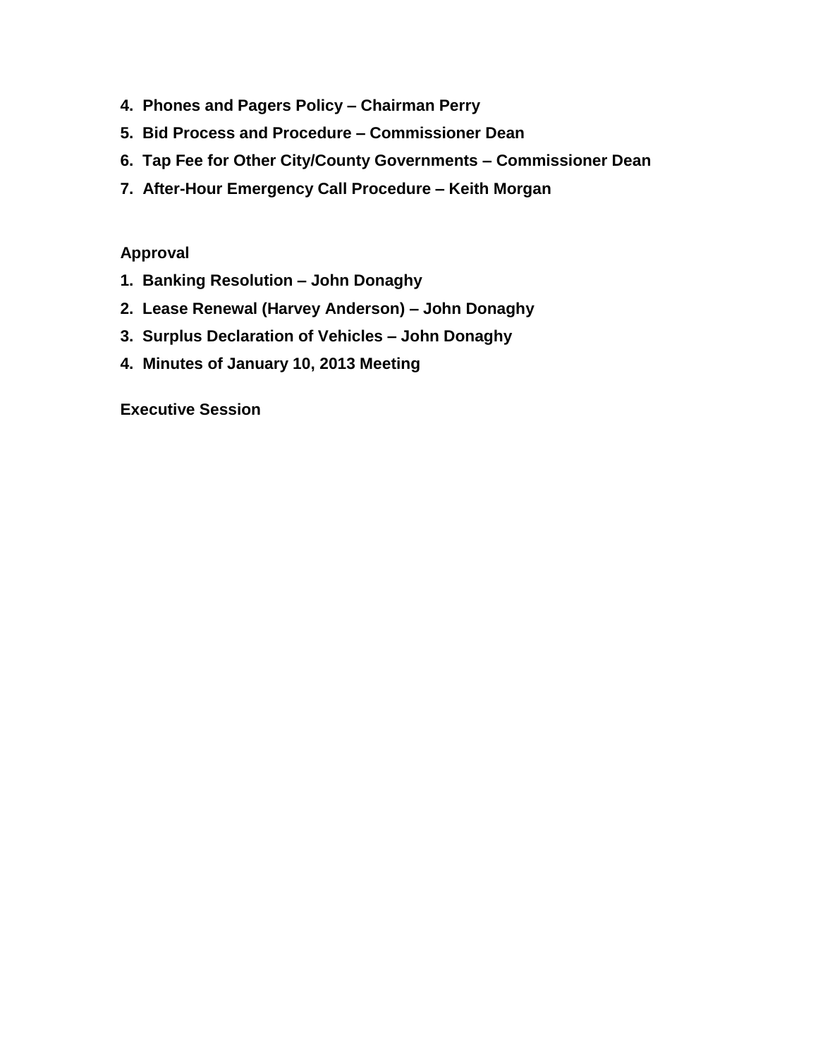4. **Phones and Pagers Policy – Chairman Perry**
5. **Bid Process and Procedure – Commissioner Dean**
6. **Tap Fee for Other City/County Governments – Commissioner Dean**
7. **After-Hour Emergency Call Procedure – Keith Morgan**

**Approval**

1. **Banking Resolution – John Donaghy**
2. **Lease Renewal (Harvey Anderson) – John Donaghy**
3. **Surplus Declaration of Vehicles – John Donaghy**
4. **Minutes of January 10, 2013 Meeting**

**Executive Session**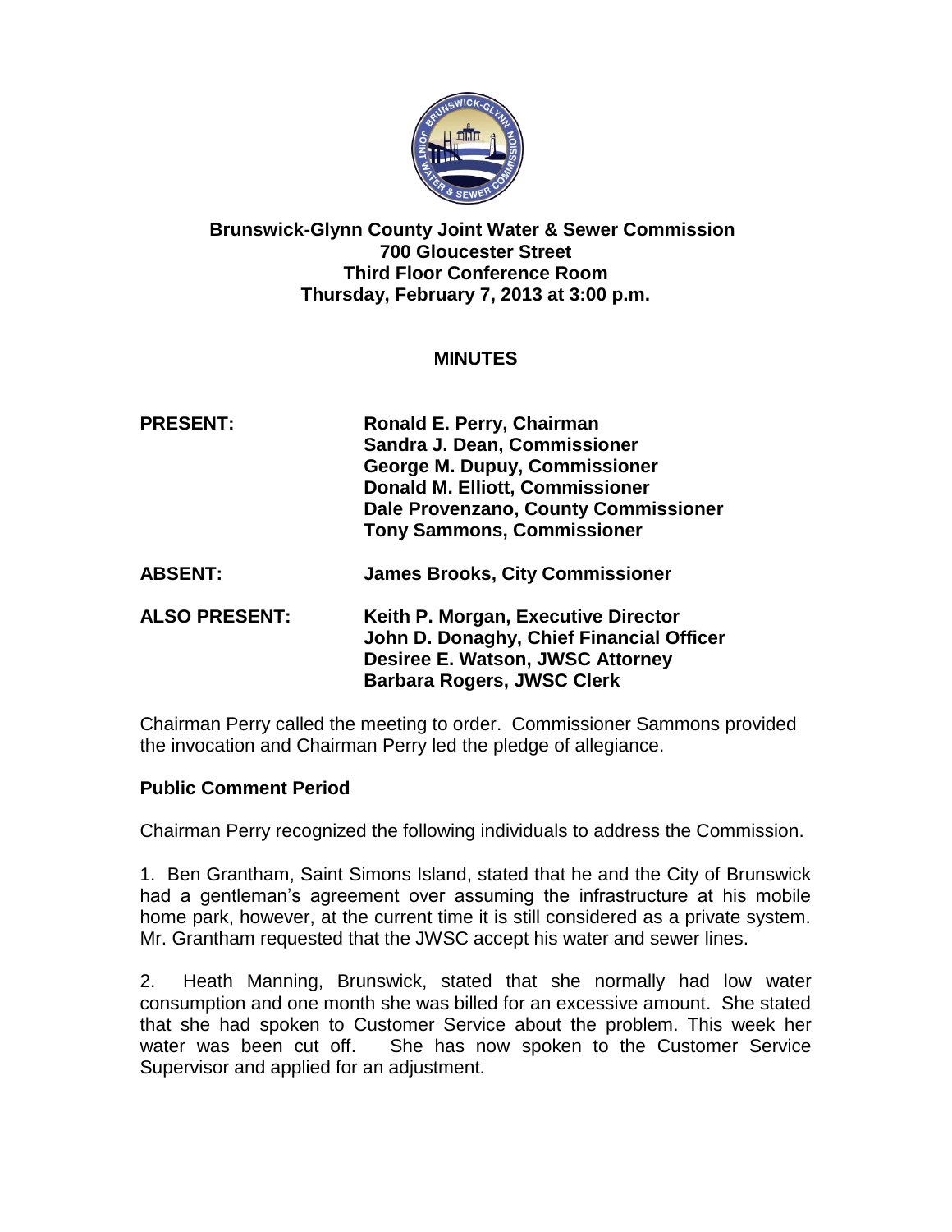**Brunswick-Glynn County Joint Water & Sewer Commission**
**700 Gloucester Street**
**Third Floor Conference Room**
**Thursday, February 7, 2013 at 3:00 p.m.**

## MINUTES

| | |
|---|---|
| **PRESENT:** | **Ronald E. Perry, Chairman**<br>**Sandra J. Dean, Commissioner**<br>**George M. Dupuy, Commissioner**<br>**Donald M. Elliott, Commissioner**<br>**Dale Provenzano, County Commissioner**<br>**Tony Sammons, Commissioner** |
| **ABSENT:** | **James Brooks, City Commissioner** |
| **ALSO PRESENT:** | **Keith P. Morgan, Executive Director**<br>**John D. Donaghy, Chief Financial Officer**<br>**Desiree E. Watson, JWSC Attorney**<br>**Barbara Rogers, JWSC Clerk** |

Chairman Perry called the meeting to order. Commissioner Sammons provided the invocation and Chairman Perry led the pledge of allegiance.

### Public Comment Period

Chairman Perry recognized the following individuals to address the Commission.

1. Ben Grantham, Saint Simons Island, stated that he and the City of Brunswick had a gentleman's agreement over assuming the infrastructure at his mobile home park, however, at the current time it is still considered as a private system. Mr. Grantham requested that the JWSC accept his water and sewer lines.

2. Heath Manning, Brunswick, stated that she normally had low water consumption and one month she was billed for an excessive amount. She stated that she had spoken to Customer Service about the problem. This week her water was been cut off. She has now spoken to the Customer Service Supervisor and applied for an adjustment.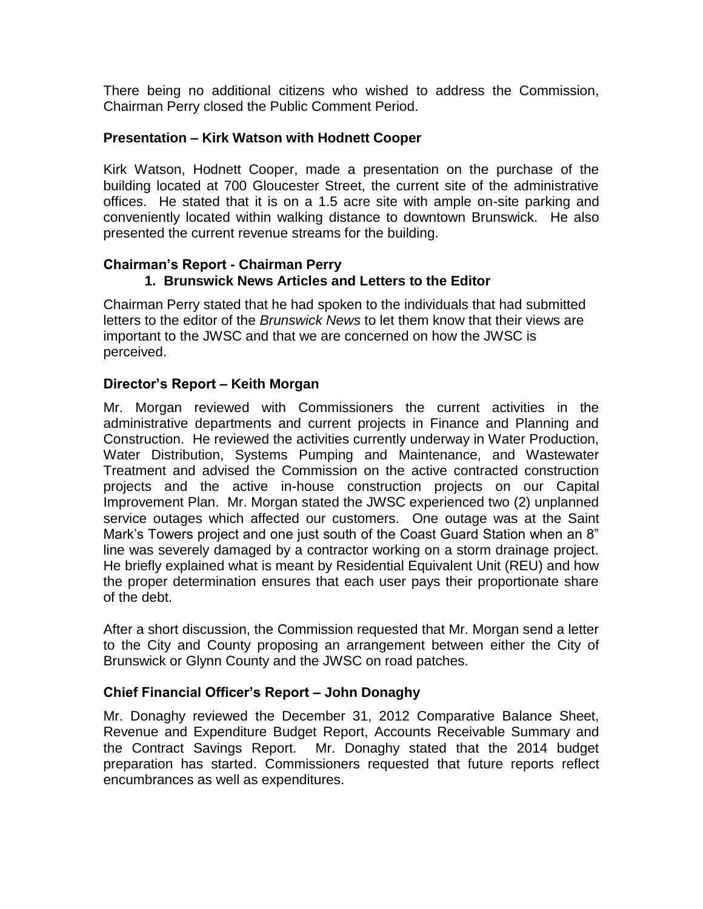There being no additional citizens who wished to address the Commission, Chairman Perry closed the Public Comment Period.

**Presentation – Kirk Watson with Hodnett Cooper**

Kirk Watson, Hodnett Cooper, made a presentation on the purchase of the building located at 700 Gloucester Street, the current site of the administrative offices. He stated that it is on a 1.5 acre site with ample on-site parking and conveniently located within walking distance to downtown Brunswick. He also presented the current revenue streams for the building.

**Chairman's Report - Chairman Perry**

1. **Brunswick News Articles and Letters to the Editor**

Chairman Perry stated that he had spoken to the individuals that had submitted letters to the editor of the *Brunswick News* to let them know that their views are important to the JWSC and that we are concerned on how the JWSC is perceived.

**Director's Report – Keith Morgan**

Mr. Morgan reviewed with Commissioners the current activities in the administrative departments and current projects in Finance and Planning and Construction. He reviewed the activities currently underway in Water Production, Water Distribution, Systems Pumping and Maintenance, and Wastewater Treatment and advised the Commission on the active contracted construction projects and the active in-house construction projects on our Capital Improvement Plan. Mr. Morgan stated the JWSC experienced two (2) unplanned service outages which affected our customers. One outage was at the Saint Mark's Towers project and one just south of the Coast Guard Station when an 8" line was severely damaged by a contractor working on a storm drainage project. He briefly explained what is meant by Residential Equivalent Unit (REU) and how the proper determination ensures that each user pays their proportionate share of the debt.

After a short discussion, the Commission requested that Mr. Morgan send a letter to the City and County proposing an arrangement between either the City of Brunswick or Glynn County and the JWSC on road patches.

**Chief Financial Officer's Report – John Donaghy**

Mr. Donaghy reviewed the December 31, 2012 Comparative Balance Sheet, Revenue and Expenditure Budget Report, Accounts Receivable Summary and the Contract Savings Report. Mr. Donaghy stated that the 2014 budget preparation has started. Commissioners requested that future reports reflect encumbrances as well as expenditures.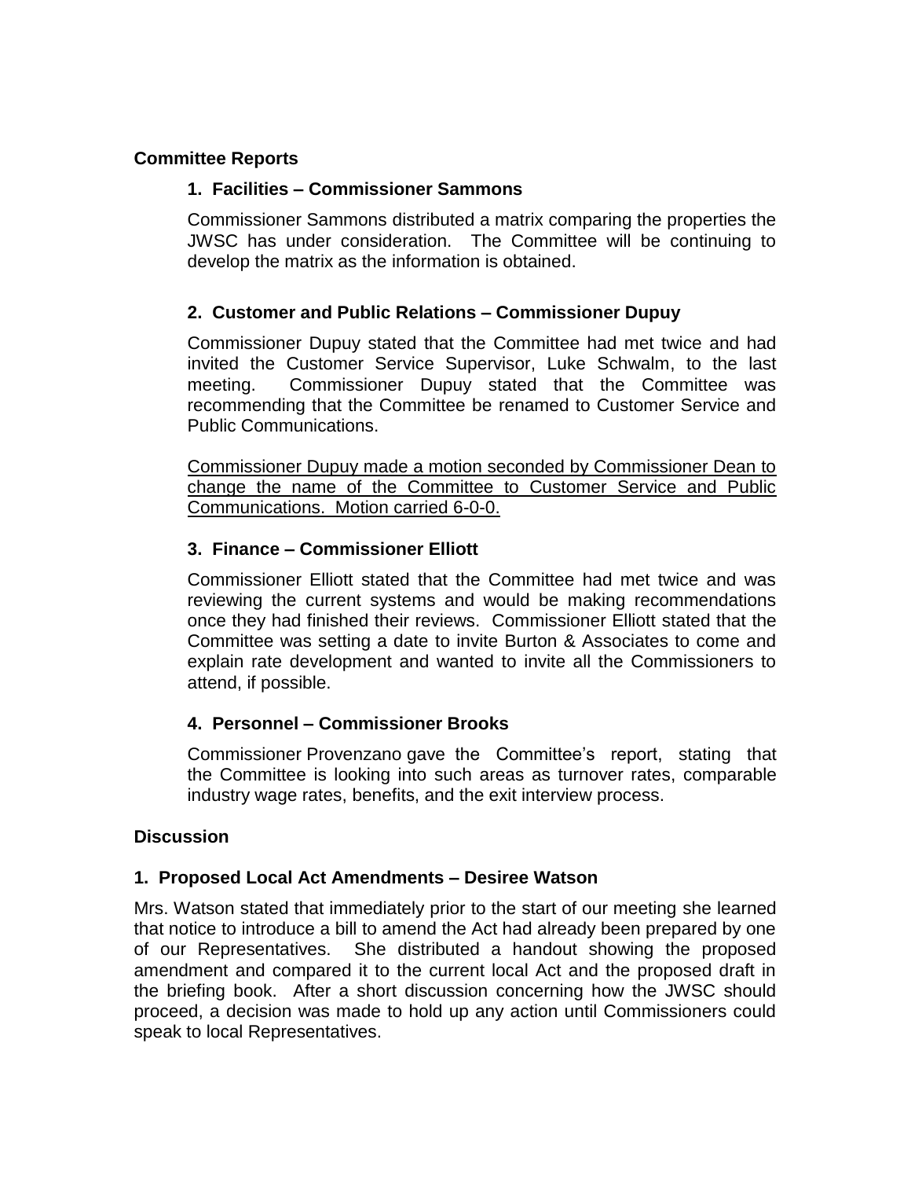## Committee Reports

### 1. Facilities – Commissioner Sammons

Commissioner Sammons distributed a matrix comparing the properties the JWSC has under consideration. The Committee will be continuing to develop the matrix as the information is obtained.

### 2. Customer and Public Relations – Commissioner Dupuy

Commissioner Dupuy stated that the Committee had met twice and had invited the Customer Service Supervisor, Luke Schwalm, to the last meeting. Commissioner Dupuy stated that the Committee was recommending that the Committee be renamed to Customer Service and Public Communications.

<u>Commissioner Dupuy made a motion seconded by Commissioner Dean to change the name of the Committee to Customer Service and Public Communications. Motion carried 6-0-0.</u>

### 3. Finance – Commissioner Elliott

Commissioner Elliott stated that the Committee had met twice and was reviewing the current systems and would be making recommendations once they had finished their reviews. Commissioner Elliott stated that the Committee was setting a date to invite Burton & Associates to come and explain rate development and wanted to invite all the Commissioners to attend, if possible.

### 4. Personnel – Commissioner Brooks

Commissioner Provenzano gave the Committee's report, stating that the Committee is looking into such areas as turnover rates, comparable industry wage rates, benefits, and the exit interview process.

## Discussion

### 1. Proposed Local Act Amendments – Desiree Watson

Mrs. Watson stated that immediately prior to the start of our meeting she learned that notice to introduce a bill to amend the Act had already been prepared by one of our Representatives. She distributed a handout showing the proposed amendment and compared it to the current local Act and the proposed draft in the briefing book. After a short discussion concerning how the JWSC should proceed, a decision was made to hold up any action until Commissioners could speak to local Representatives.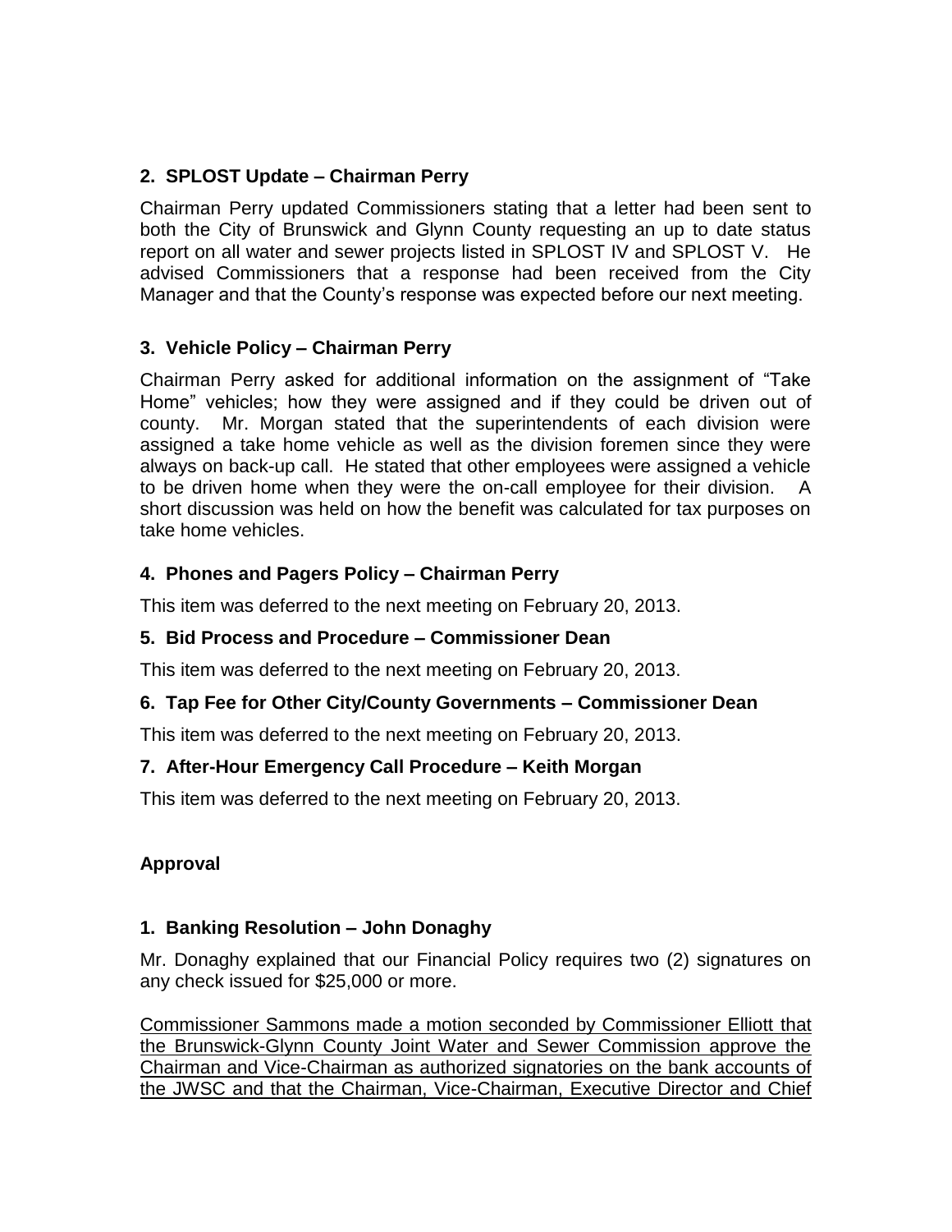## 2. SPLOST Update – Chairman Perry

Chairman Perry updated Commissioners stating that a letter had been sent to both the City of Brunswick and Glynn County requesting an up to date status report on all water and sewer projects listed in SPLOST IV and SPLOST V. He advised Commissioners that a response had been received from the City Manager and that the County's response was expected before our next meeting.

## 3. Vehicle Policy – Chairman Perry

Chairman Perry asked for additional information on the assignment of "Take Home" vehicles; how they were assigned and if they could be driven out of county. Mr. Morgan stated that the superintendents of each division were assigned a take home vehicle as well as the division foremen since they were always on back-up call. He stated that other employees were assigned a vehicle to be driven home when they were the on-call employee for their division. A short discussion was held on how the benefit was calculated for tax purposes on take home vehicles.

## 4. Phones and Pagers Policy – Chairman Perry

This item was deferred to the next meeting on February 20, 2013.

## 5. Bid Process and Procedure – Commissioner Dean

This item was deferred to the next meeting on February 20, 2013.

## 6. Tap Fee for Other City/County Governments – Commissioner Dean

This item was deferred to the next meeting on February 20, 2013.

## 7. After-Hour Emergency Call Procedure – Keith Morgan

This item was deferred to the next meeting on February 20, 2013.

## Approval

## 1. Banking Resolution – John Donaghy

Mr. Donaghy explained that our Financial Policy requires two (2) signatures on any check issued for $25,000 or more.

<u>Commissioner Sammons made a motion seconded by Commissioner Elliott that the Brunswick-Glynn County Joint Water and Sewer Commission approve the Chairman and Vice-Chairman as authorized signatories on the bank accounts of the JWSC and that the Chairman, Vice-Chairman, Executive Director and Chief</u>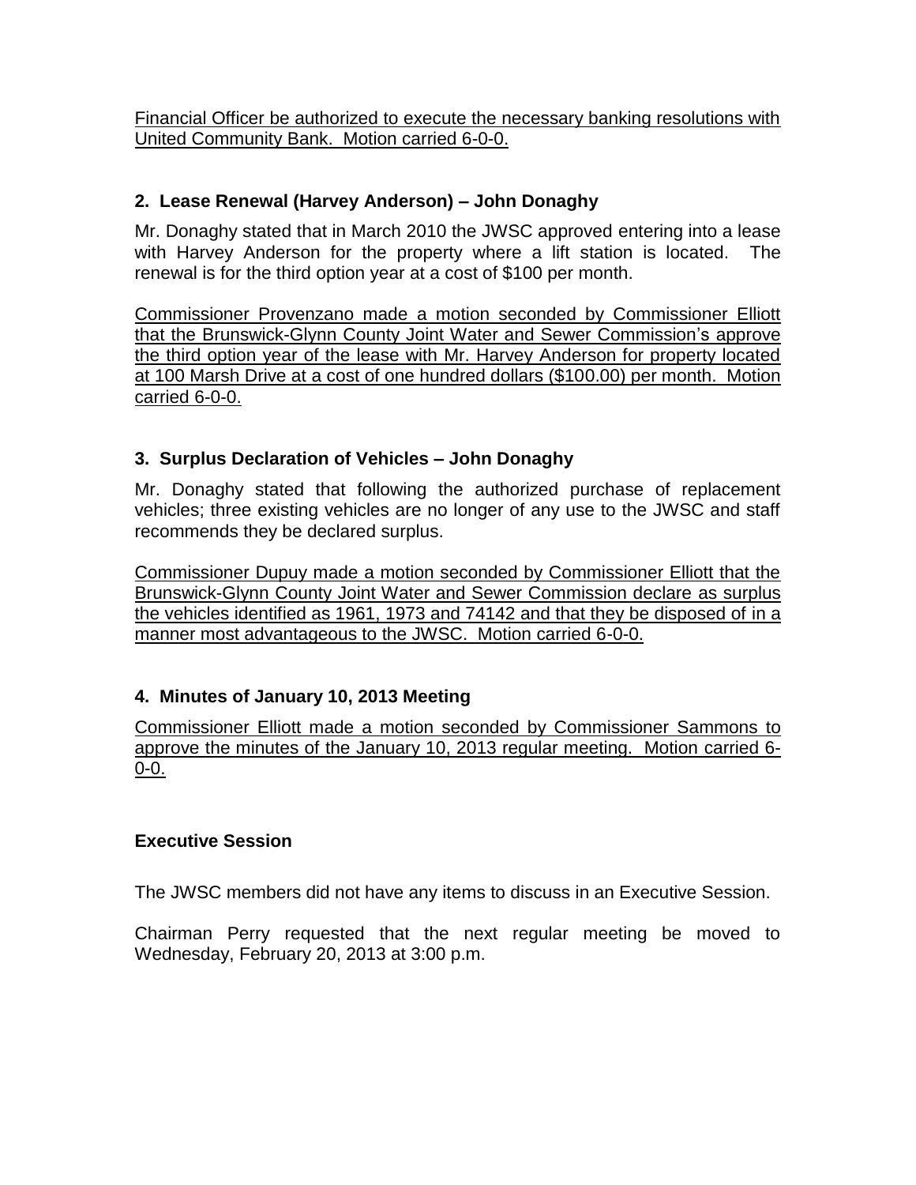<u>Financial Officer be authorized to execute the necessary banking resolutions with United Community Bank. Motion carried 6-0-0.</u>

**2. Lease Renewal (Harvey Anderson) – John Donaghy**

Mr. Donaghy stated that in March 2010 the JWSC approved entering into a lease with Harvey Anderson for the property where a lift station is located. The renewal is for the third option year at a cost of $100 per month.

<u>Commissioner Provenzano made a motion seconded by Commissioner Elliott that the Brunswick-Glynn County Joint Water and Sewer Commission's approve the third option year of the lease with Mr. Harvey Anderson for property located at 100 Marsh Drive at a cost of one hundred dollars ($100.00) per month. Motion carried 6-0-0.</u>

**3. Surplus Declaration of Vehicles – John Donaghy**

Mr. Donaghy stated that following the authorized purchase of replacement vehicles; three existing vehicles are no longer of any use to the JWSC and staff recommends they be declared surplus.

<u>Commissioner Dupuy made a motion seconded by Commissioner Elliott that the Brunswick-Glynn County Joint Water and Sewer Commission declare as surplus the vehicles identified as 1961, 1973 and 74142 and that they be disposed of in a manner most advantageous to the JWSC. Motion carried 6-0-0.</u>

**4. Minutes of January 10, 2013 Meeting**

<u>Commissioner Elliott made a motion seconded by Commissioner Sammons to approve the minutes of the January 10, 2013 regular meeting. Motion carried 6-0-0.</u>

**Executive Session**

The JWSC members did not have any items to discuss in an Executive Session.

Chairman Perry requested that the next regular meeting be moved to Wednesday, February 20, 2013 at 3:00 p.m.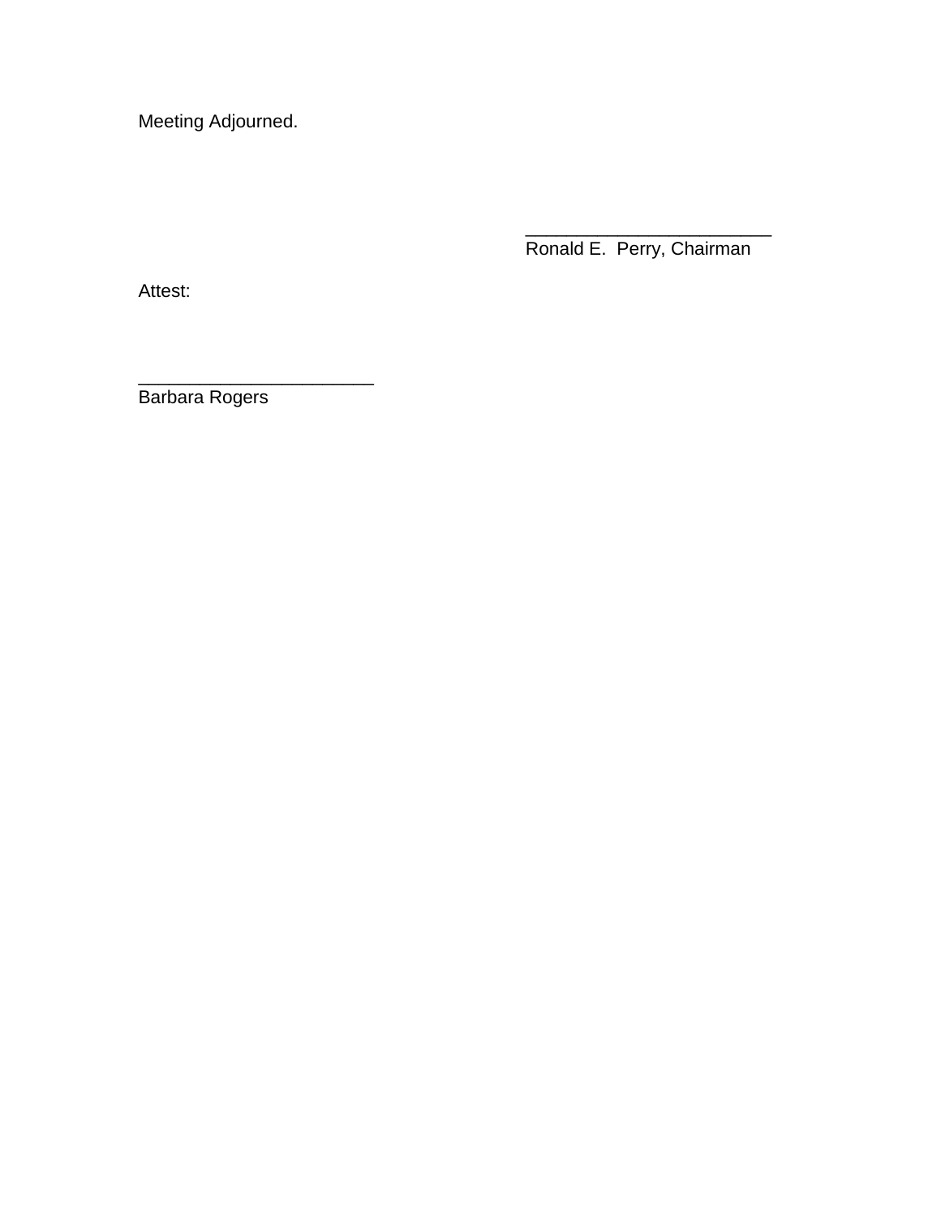Meeting Adjourned.

________________________
Ronald E. Perry, Chairman

Attest:

_______________________
Barbara Rogers